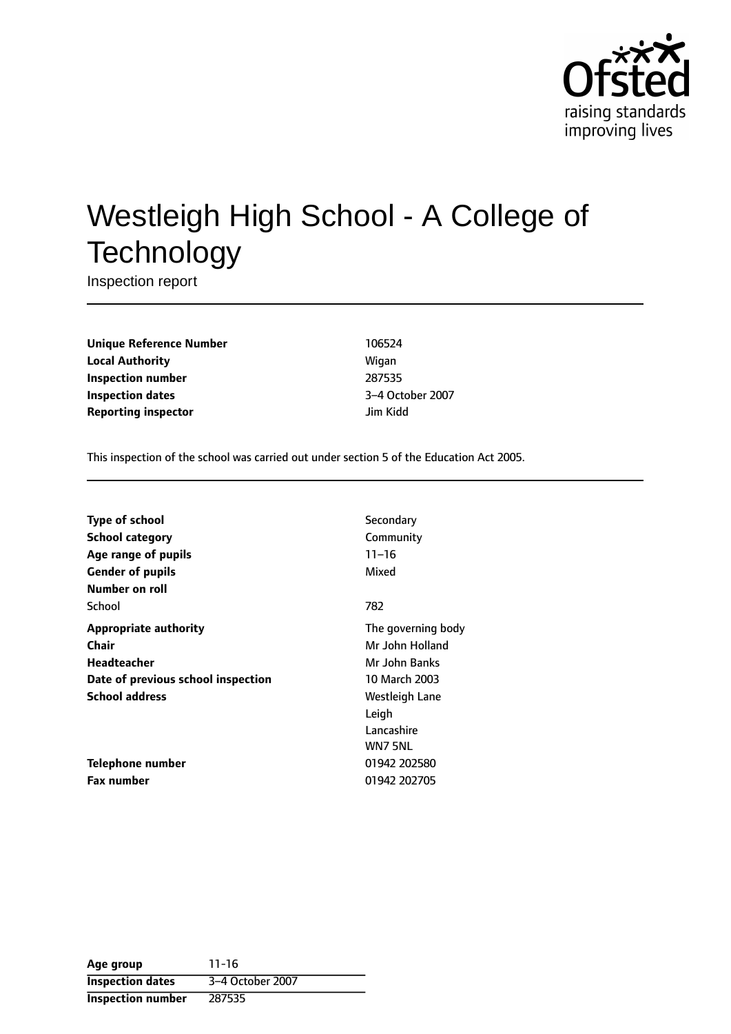# Westleigh High School - A College of Technology

Inspection report

| | |
|---|---|
| **Unique Reference Number** | 106524 |
| **Local Authority** | Wigan |
| **Inspection number** | 287535 |
| **Inspection dates** | 3–4 October 2007 |
| **Reporting inspector** | Jim Kidd |

This inspection of the school was carried out under section 5 of the Education Act 2005.

| | |
|---|---|
| **Type of school** | Secondary |
| **School category** | Community |
| **Age range of pupils** | 11–16 |
| **Gender of pupils** | Mixed |
| **Number on roll** | |
| School | 782 |
| **Appropriate authority** | The governing body |
| **Chair** | Mr John Holland |
| **Headteacher** | Mr John Banks |
| **Date of previous school inspection** | 10 March 2003 |
| **School address** | Westleigh Lane<br>Leigh<br>Lancashire<br>WN7 5NL |
| **Telephone number** | 01942 202580 |
| **Fax number** | 01942 202705 |

| | |
|---|---|
| **Age group** | 11-16 |
| **Inspection dates** | 3–4 October 2007 |
| **Inspection number** | 287535 |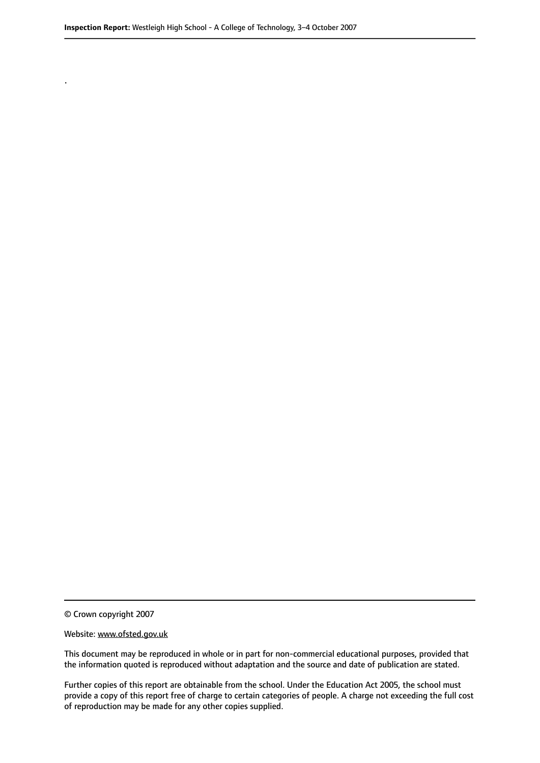.

© Crown copyright 2007

Website: www.ofsted.gov.uk

This document may be reproduced in whole or in part for non-commercial educational purposes, provided that the information quoted is reproduced without adaptation and the source and date of publication are stated.

Further copies of this report are obtainable from the school. Under the Education Act 2005, the school must provide a copy of this report free of charge to certain categories of people. A charge not exceeding the full cost of reproduction may be made for any other copies supplied.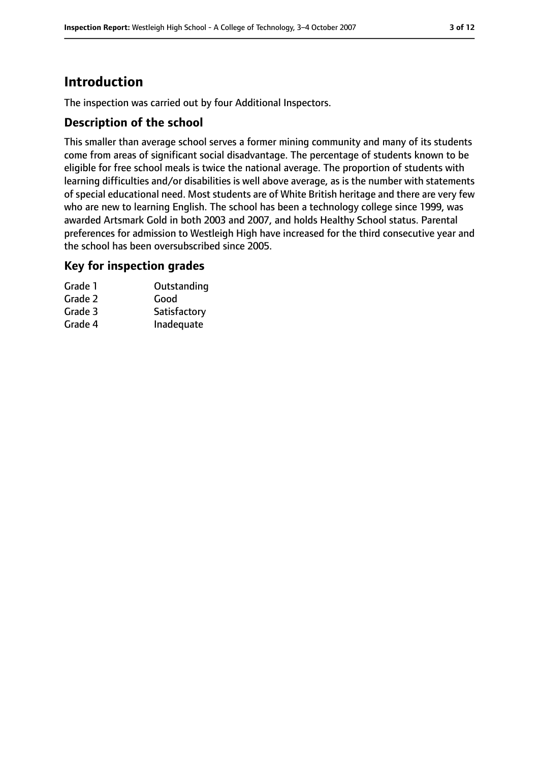# Introduction

The inspection was carried out by four Additional Inspectors.

## Description of the school

This smaller than average school serves a former mining community and many of its students come from areas of significant social disadvantage. The percentage of students known to be eligible for free school meals is twice the national average. The proportion of students with learning difficulties and/or disabilities is well above average, as is the number with statements of special educational need. Most students are of White British heritage and there are very few who are new to learning English. The school has been a technology college since 1999, was awarded Artsmark Gold in both 2003 and 2007, and holds Healthy School status. Parental preferences for admission to Westleigh High have increased for the third consecutive year and the school has been oversubscribed since 2005.

## Key for inspection grades

| | |
|---|---|
| Grade 1 | Outstanding |
| Grade 2 | Good |
| Grade 3 | Satisfactory |
| Grade 4 | Inadequate |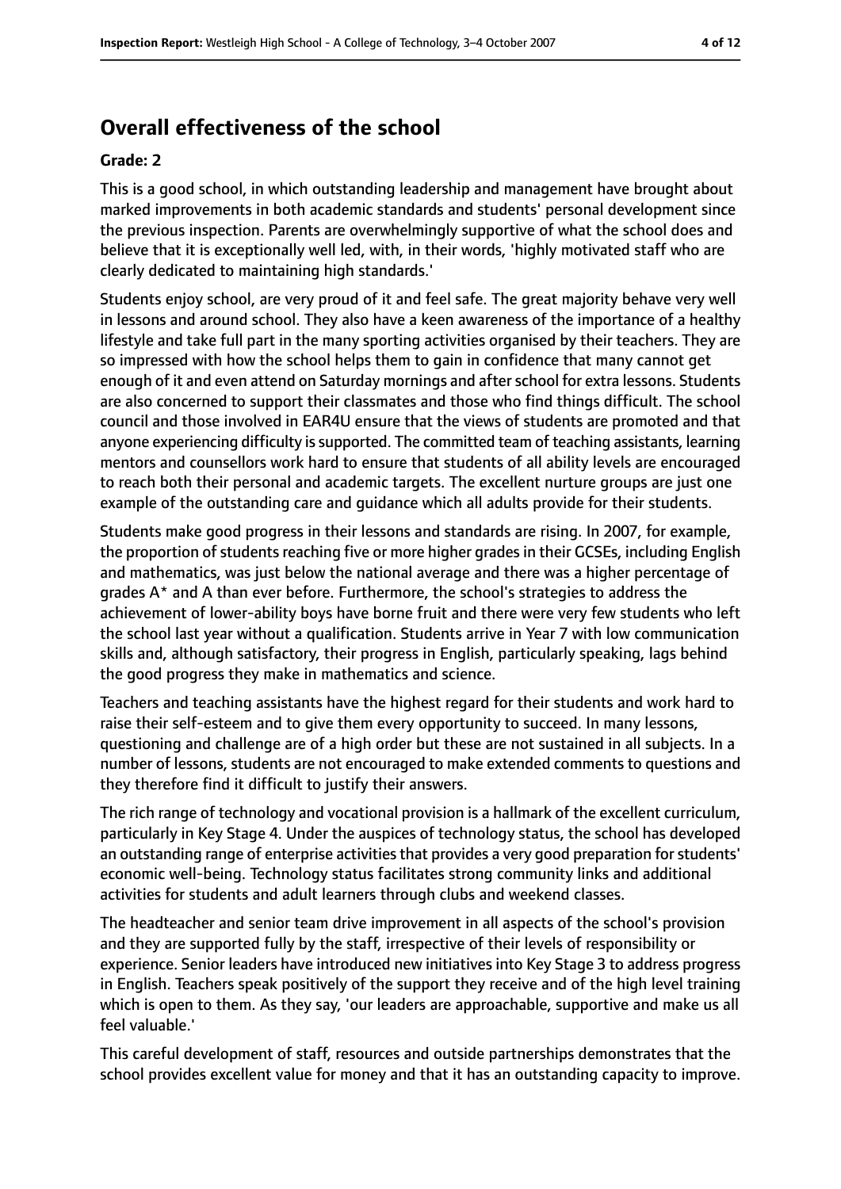## Overall effectiveness of the school

**Grade: 2**

This is a good school, in which outstanding leadership and management have brought about marked improvements in both academic standards and students' personal development since the previous inspection. Parents are overwhelmingly supportive of what the school does and believe that it is exceptionally well led, with, in their words, 'highly motivated staff who are clearly dedicated to maintaining high standards.'

Students enjoy school, are very proud of it and feel safe. The great majority behave very well in lessons and around school. They also have a keen awareness of the importance of a healthy lifestyle and take full part in the many sporting activities organised by their teachers. They are so impressed with how the school helps them to gain in confidence that many cannot get enough of it and even attend on Saturday mornings and after school for extra lessons. Students are also concerned to support their classmates and those who find things difficult. The school council and those involved in EAR4U ensure that the views of students are promoted and that anyone experiencing difficulty is supported. The committed team of teaching assistants, learning mentors and counsellors work hard to ensure that students of all ability levels are encouraged to reach both their personal and academic targets. The excellent nurture groups are just one example of the outstanding care and guidance which all adults provide for their students.

Students make good progress in their lessons and standards are rising. In 2007, for example, the proportion of students reaching five or more higher grades in their GCSEs, including English and mathematics, was just below the national average and there was a higher percentage of grades A* and A than ever before. Furthermore, the school's strategies to address the achievement of lower-ability boys have borne fruit and there were very few students who left the school last year without a qualification. Students arrive in Year 7 with low communication skills and, although satisfactory, their progress in English, particularly speaking, lags behind the good progress they make in mathematics and science.

Teachers and teaching assistants have the highest regard for their students and work hard to raise their self-esteem and to give them every opportunity to succeed. In many lessons, questioning and challenge are of a high order but these are not sustained in all subjects. In a number of lessons, students are not encouraged to make extended comments to questions and they therefore find it difficult to justify their answers.

The rich range of technology and vocational provision is a hallmark of the excellent curriculum, particularly in Key Stage 4. Under the auspices of technology status, the school has developed an outstanding range of enterprise activities that provides a very good preparation for students' economic well-being. Technology status facilitates strong community links and additional activities for students and adult learners through clubs and weekend classes.

The headteacher and senior team drive improvement in all aspects of the school's provision and they are supported fully by the staff, irrespective of their levels of responsibility or experience. Senior leaders have introduced new initiatives into Key Stage 3 to address progress in English. Teachers speak positively of the support they receive and of the high level training which is open to them. As they say, 'our leaders are approachable, supportive and make us all feel valuable.'

This careful development of staff, resources and outside partnerships demonstrates that the school provides excellent value for money and that it has an outstanding capacity to improve.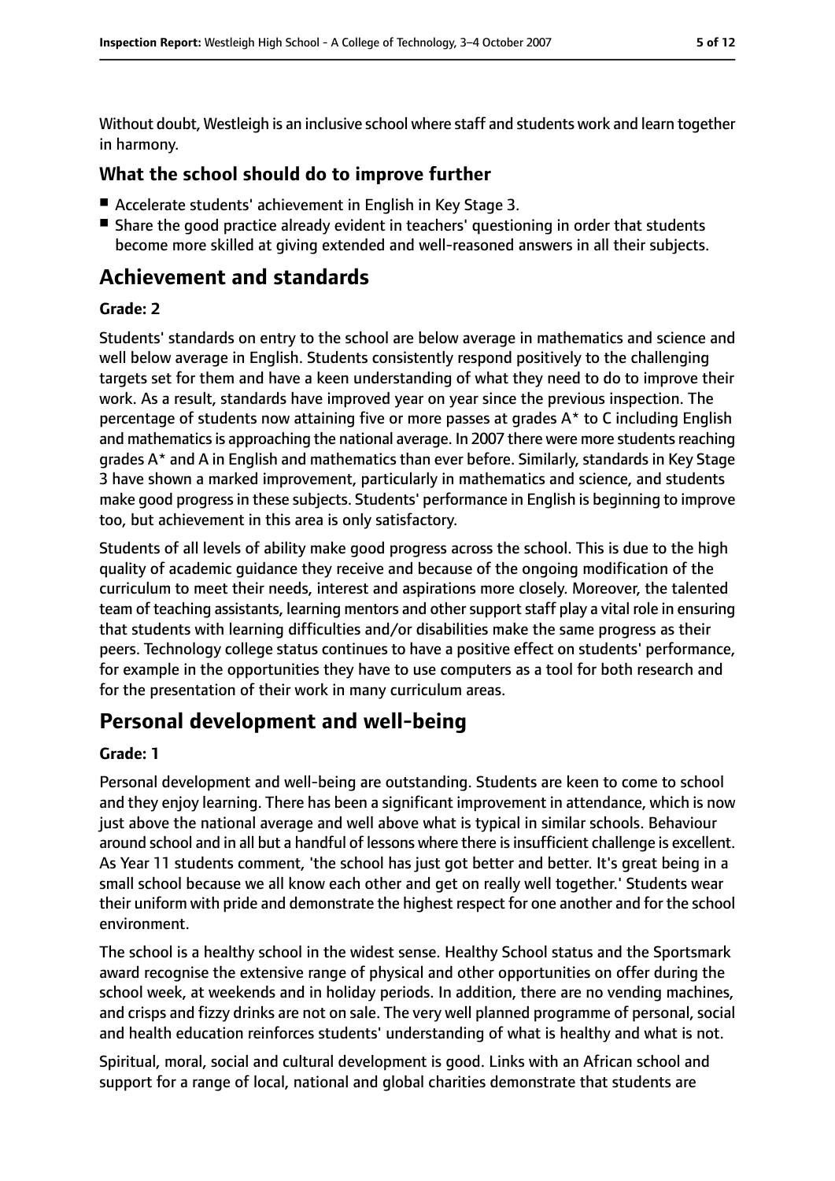Without doubt, Westleigh is an inclusive school where staff and students work and learn together in harmony.

### What the school should do to improve further

- Accelerate students' achievement in English in Key Stage 3.
- Share the good practice already evident in teachers' questioning in order that students become more skilled at giving extended and well-reasoned answers in all their subjects.

## Achievement and standards

#### Grade: 2

Students' standards on entry to the school are below average in mathematics and science and well below average in English. Students consistently respond positively to the challenging targets set for them and have a keen understanding of what they need to do to improve their work. As a result, standards have improved year on year since the previous inspection. The percentage of students now attaining five or more passes at grades A* to C including English and mathematics is approaching the national average. In 2007 there were more students reaching grades A* and A in English and mathematics than ever before. Similarly, standards in Key Stage 3 have shown a marked improvement, particularly in mathematics and science, and students make good progress in these subjects. Students' performance in English is beginning to improve too, but achievement in this area is only satisfactory.

Students of all levels of ability make good progress across the school. This is due to the high quality of academic guidance they receive and because of the ongoing modification of the curriculum to meet their needs, interest and aspirations more closely. Moreover, the talented team of teaching assistants, learning mentors and other support staff play a vital role in ensuring that students with learning difficulties and/or disabilities make the same progress as their peers. Technology college status continues to have a positive effect on students' performance, for example in the opportunities they have to use computers as a tool for both research and for the presentation of their work in many curriculum areas.

## Personal development and well-being

#### Grade: 1

Personal development and well-being are outstanding. Students are keen to come to school and they enjoy learning. There has been a significant improvement in attendance, which is now just above the national average and well above what is typical in similar schools. Behaviour around school and in all but a handful of lessons where there is insufficient challenge is excellent. As Year 11 students comment, 'the school has just got better and better. It's great being in a small school because we all know each other and get on really well together.' Students wear their uniform with pride and demonstrate the highest respect for one another and for the school environment.

The school is a healthy school in the widest sense. Healthy School status and the Sportsmark award recognise the extensive range of physical and other opportunities on offer during the school week, at weekends and in holiday periods. In addition, there are no vending machines, and crisps and fizzy drinks are not on sale. The very well planned programme of personal, social and health education reinforces students' understanding of what is healthy and what is not.

Spiritual, moral, social and cultural development is good. Links with an African school and support for a range of local, national and global charities demonstrate that students are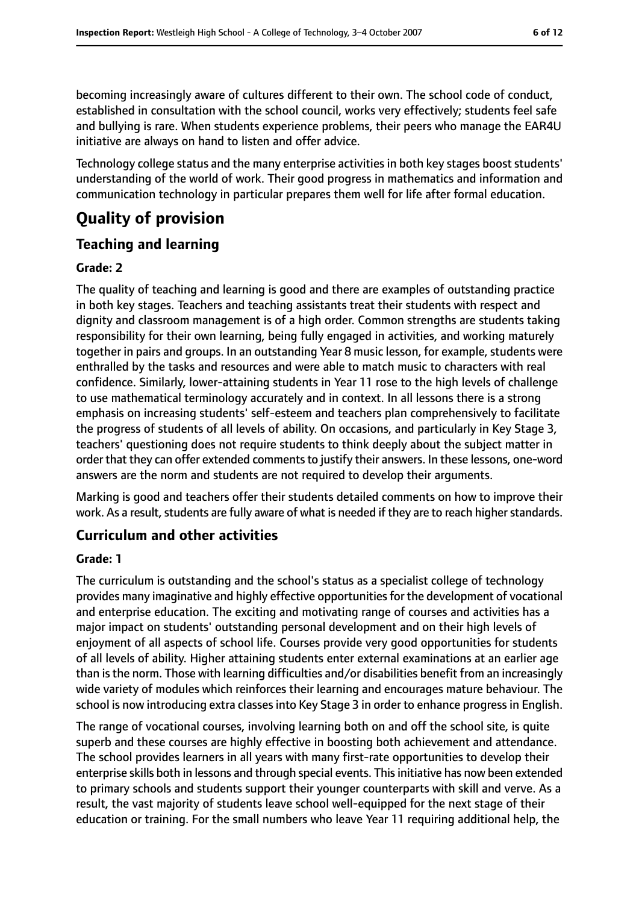becoming increasingly aware of cultures different to their own. The school code of conduct, established in consultation with the school council, works very effectively; students feel safe and bullying is rare. When students experience problems, their peers who manage the EAR4U initiative are always on hand to listen and offer advice.

Technology college status and the many enterprise activities in both key stages boost students' understanding of the world of work. Their good progress in mathematics and information and communication technology in particular prepares them well for life after formal education.

# Quality of provision

## Teaching and learning

**Grade: 2**

The quality of teaching and learning is good and there are examples of outstanding practice in both key stages. Teachers and teaching assistants treat their students with respect and dignity and classroom management is of a high order. Common strengths are students taking responsibility for their own learning, being fully engaged in activities, and working maturely together in pairs and groups. In an outstanding Year 8 music lesson, for example, students were enthralled by the tasks and resources and were able to match music to characters with real confidence. Similarly, lower-attaining students in Year 11 rose to the high levels of challenge to use mathematical terminology accurately and in context. In all lessons there is a strong emphasis on increasing students' self-esteem and teachers plan comprehensively to facilitate the progress of students of all levels of ability. On occasions, and particularly in Key Stage 3, teachers' questioning does not require students to think deeply about the subject matter in order that they can offer extended comments to justify their answers. In these lessons, one-word answers are the norm and students are not required to develop their arguments.

Marking is good and teachers offer their students detailed comments on how to improve their work. As a result, students are fully aware of what is needed if they are to reach higher standards.

## Curriculum and other activities

**Grade: 1**

The curriculum is outstanding and the school's status as a specialist college of technology provides many imaginative and highly effective opportunities for the development of vocational and enterprise education. The exciting and motivating range of courses and activities has a major impact on students' outstanding personal development and on their high levels of enjoyment of all aspects of school life. Courses provide very good opportunities for students of all levels of ability. Higher attaining students enter external examinations at an earlier age than is the norm. Those with learning difficulties and/or disabilities benefit from an increasingly wide variety of modules which reinforces their learning and encourages mature behaviour. The school is now introducing extra classes into Key Stage 3 in order to enhance progress in English.

The range of vocational courses, involving learning both on and off the school site, is quite superb and these courses are highly effective in boosting both achievement and attendance. The school provides learners in all years with many first-rate opportunities to develop their enterprise skills both in lessons and through special events. This initiative has now been extended to primary schools and students support their younger counterparts with skill and verve. As a result, the vast majority of students leave school well-equipped for the next stage of their education or training. For the small numbers who leave Year 11 requiring additional help, the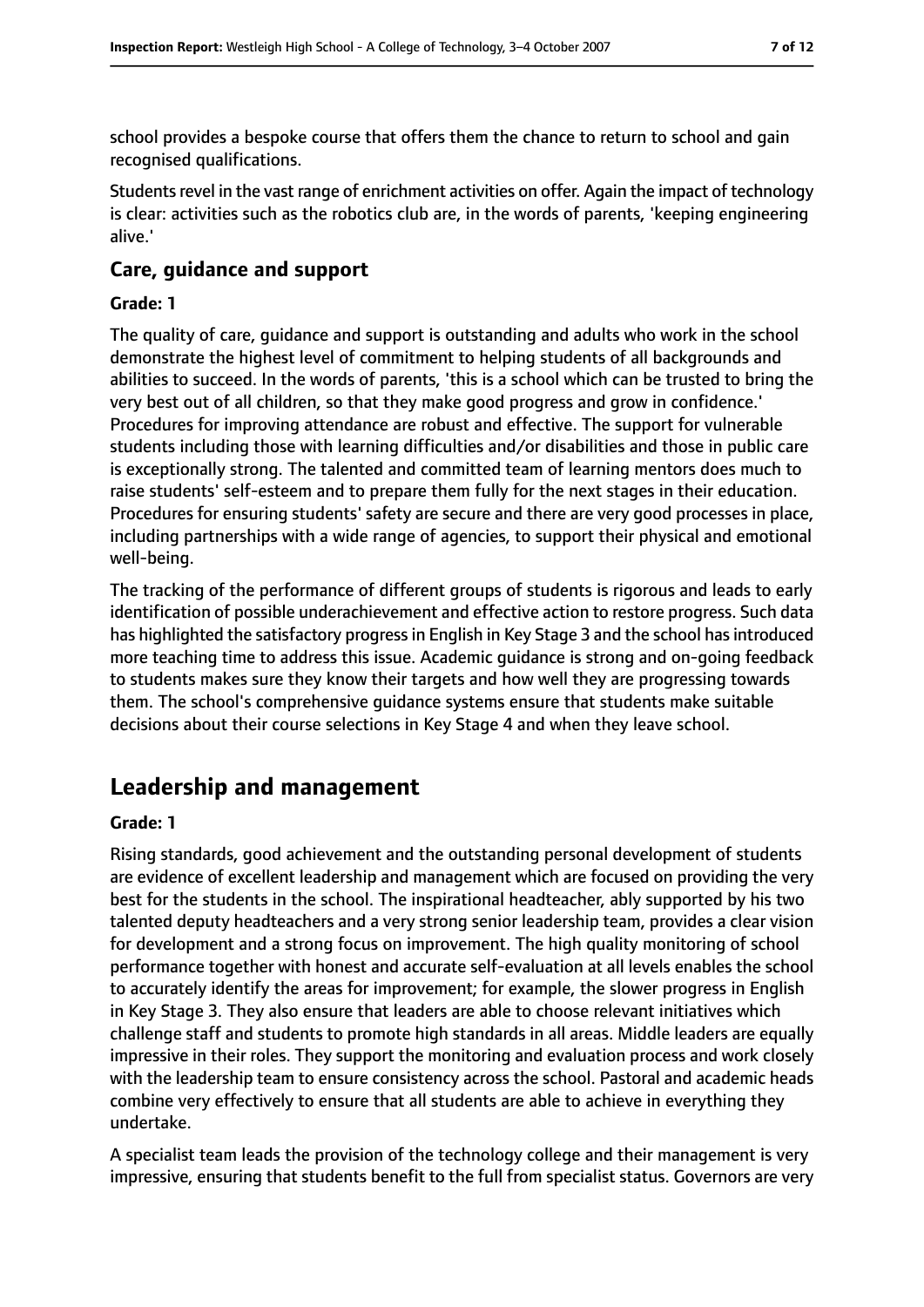school provides a bespoke course that offers them the chance to return to school and gain recognised qualifications.

Students revel in the vast range of enrichment activities on offer. Again the impact of technology is clear: activities such as the robotics club are, in the words of parents, 'keeping engineering alive.'

### Care, guidance and support

#### Grade: 1

The quality of care, guidance and support is outstanding and adults who work in the school demonstrate the highest level of commitment to helping students of all backgrounds and abilities to succeed. In the words of parents, 'this is a school which can be trusted to bring the very best out of all children, so that they make good progress and grow in confidence.' Procedures for improving attendance are robust and effective. The support for vulnerable students including those with learning difficulties and/or disabilities and those in public care is exceptionally strong. The talented and committed team of learning mentors does much to raise students' self-esteem and to prepare them fully for the next stages in their education. Procedures for ensuring students' safety are secure and there are very good processes in place, including partnerships with a wide range of agencies, to support their physical and emotional well-being.

The tracking of the performance of different groups of students is rigorous and leads to early identification of possible underachievement and effective action to restore progress. Such data has highlighted the satisfactory progress in English in Key Stage 3 and the school has introduced more teaching time to address this issue. Academic guidance is strong and on-going feedback to students makes sure they know their targets and how well they are progressing towards them. The school's comprehensive guidance systems ensure that students make suitable decisions about their course selections in Key Stage 4 and when they leave school.

## Leadership and management

#### Grade: 1

Rising standards, good achievement and the outstanding personal development of students are evidence of excellent leadership and management which are focused on providing the very best for the students in the school. The inspirational headteacher, ably supported by his two talented deputy headteachers and a very strong senior leadership team, provides a clear vision for development and a strong focus on improvement. The high quality monitoring of school performance together with honest and accurate self-evaluation at all levels enables the school to accurately identify the areas for improvement; for example, the slower progress in English in Key Stage 3. They also ensure that leaders are able to choose relevant initiatives which challenge staff and students to promote high standards in all areas. Middle leaders are equally impressive in their roles. They support the monitoring and evaluation process and work closely with the leadership team to ensure consistency across the school. Pastoral and academic heads combine very effectively to ensure that all students are able to achieve in everything they undertake.

A specialist team leads the provision of the technology college and their management is very impressive, ensuring that students benefit to the full from specialist status. Governors are very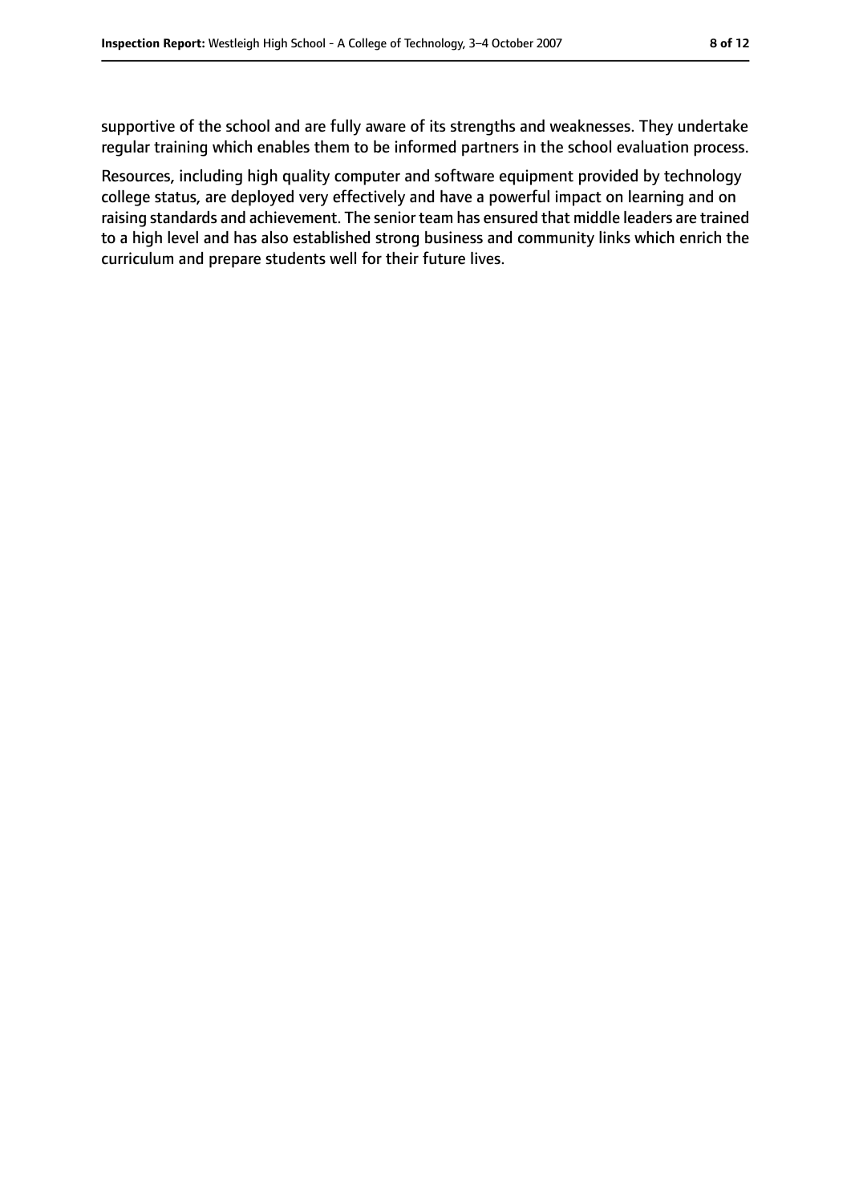supportive of the school and are fully aware of its strengths and weaknesses. They undertake regular training which enables them to be informed partners in the school evaluation process.

Resources, including high quality computer and software equipment provided by technology college status, are deployed very effectively and have a powerful impact on learning and on raising standards and achievement. The senior team has ensured that middle leaders are trained to a high level and has also established strong business and community links which enrich the curriculum and prepare students well for their future lives.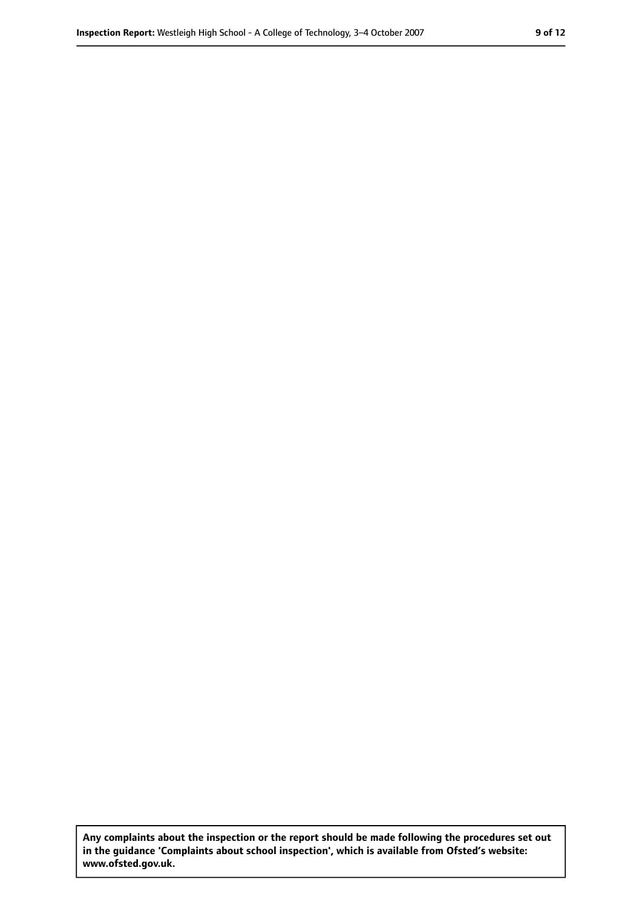**Any complaints about the inspection or the report should be made following the procedures set out in the guidance 'Complaints about school inspection', which is available from Ofsted's website: www.ofsted.gov.uk.**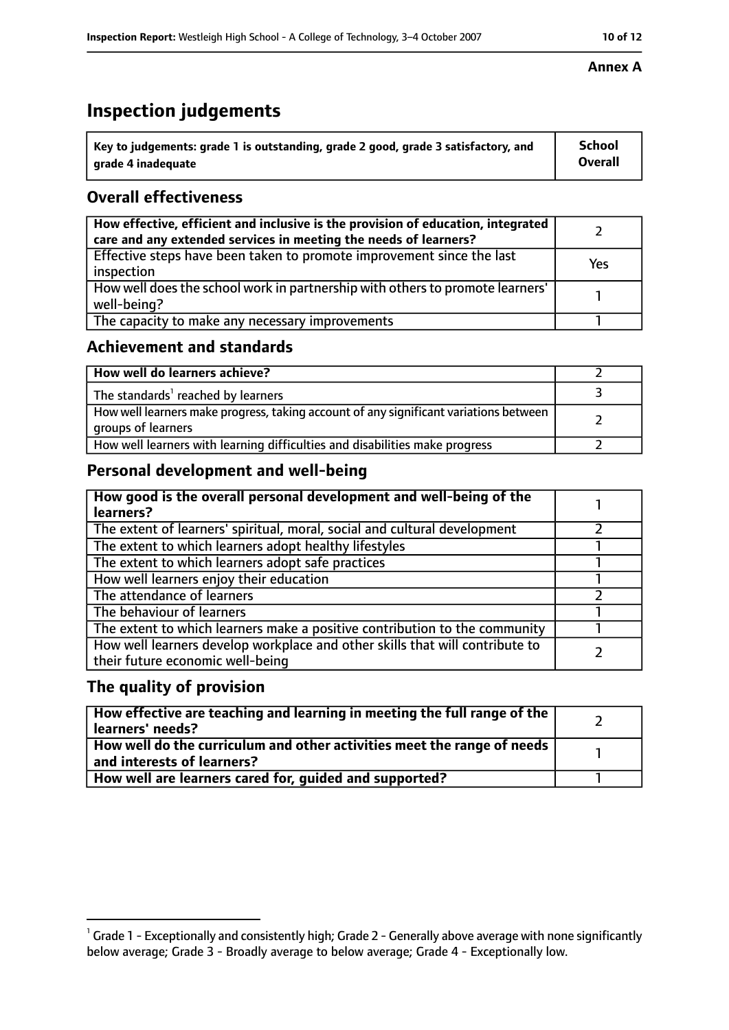**Annex A**

# Inspection judgements

| Key to judgements: grade 1 is outstanding, grade 2 good, grade 3 satisfactory, and grade 4 inadequate | School Overall |
|---|---|

## Overall effectiveness

| | |
|---|---|
| How effective, efficient and inclusive is the provision of education, integrated care and any extended services in meeting the needs of learners? | 2 |
| Effective steps have been taken to promote improvement since the last inspection | Yes |
| How well does the school work in partnership with others to promote learners' well-being? | 1 |
| The capacity to make any necessary improvements | 1 |

## Achievement and standards

| | |
|---|---|
| How well do learners achieve? | 2 |
| The standards[1] reached by learners | 3 |
| How well learners make progress, taking account of any significant variations between groups of learners | 2 |
| How well learners with learning difficulties and disabilities make progress | 2 |

## Personal development and well-being

| | |
|---|---|
| How good is the overall personal development and well-being of the learners? | 1 |
| The extent of learners' spiritual, moral, social and cultural development | 2 |
| The extent to which learners adopt healthy lifestyles | 1 |
| The extent to which learners adopt safe practices | 1 |
| How well learners enjoy their education | 1 |
| The attendance of learners | 2 |
| The behaviour of learners | 1 |
| The extent to which learners make a positive contribution to the community | 1 |
| How well learners develop workplace and other skills that will contribute to their future economic well-being | 2 |

## The quality of provision

| | |
|---|---|
| How effective are teaching and learning in meeting the full range of the learners' needs? | 2 |
| How well do the curriculum and other activities meet the range of needs and interests of learners? | 1 |
| How well are learners cared for, guided and supported? | 1 |

[1] Grade 1 - Exceptionally and consistently high; Grade 2 - Generally above average with none significantly below average; Grade 3 - Broadly average to below average; Grade 4 - Exceptionally low.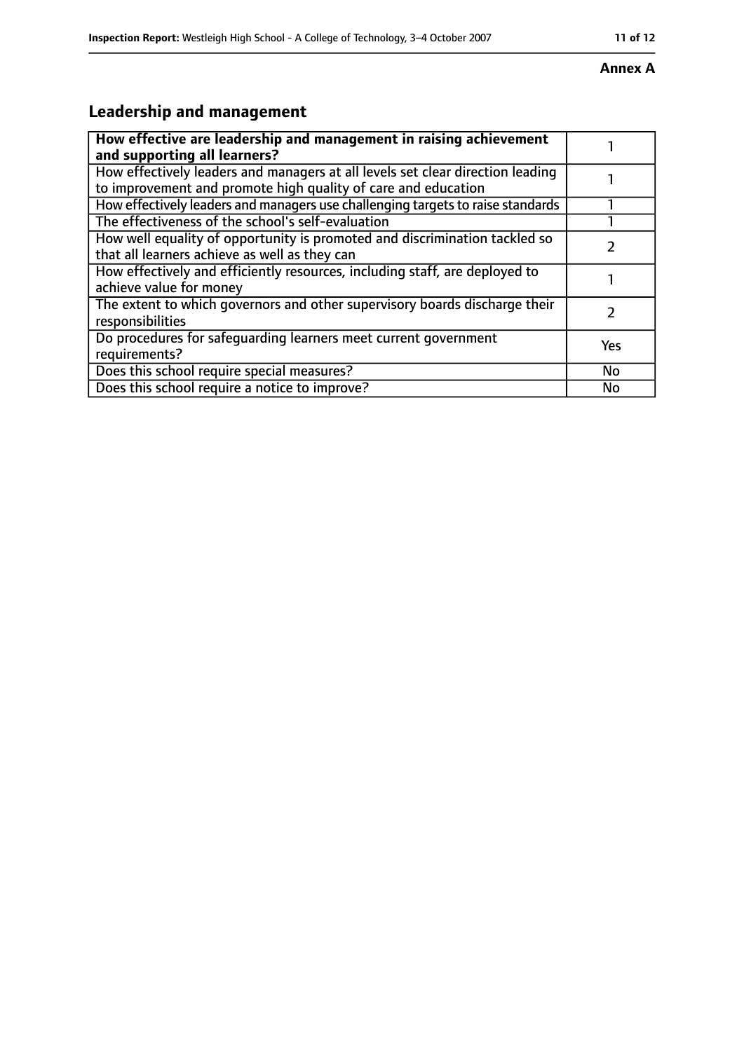**Annex A**

## Leadership and management

| **How effective are leadership and management in raising achievement and supporting all learners?** | 1 |
|---|---|
| How effectively leaders and managers at all levels set clear direction leading to improvement and promote high quality of care and education | 1 |
| How effectively leaders and managers use challenging targets to raise standards | 1 |
| The effectiveness of the school's self-evaluation | 1 |
| How well equality of opportunity is promoted and discrimination tackled so that all learners achieve as well as they can | 2 |
| How effectively and efficiently resources, including staff, are deployed to achieve value for money | 1 |
| The extent to which governors and other supervisory boards discharge their responsibilities | 2 |
| Do procedures for safeguarding learners meet current government requirements? | Yes |
| Does this school require special measures? | No |
| Does this school require a notice to improve? | No |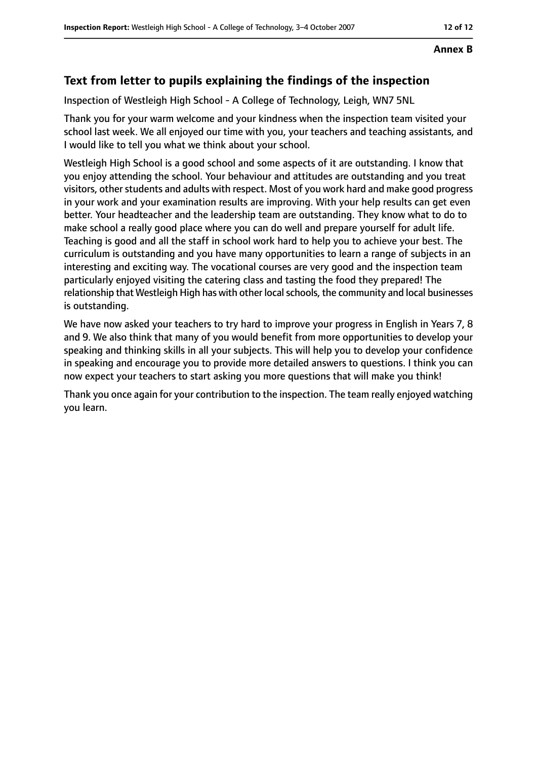**Annex B**

## Text from letter to pupils explaining the findings of the inspection

Inspection of Westleigh High School - A College of Technology, Leigh, WN7 5NL

Thank you for your warm welcome and your kindness when the inspection team visited your school last week. We all enjoyed our time with you, your teachers and teaching assistants, and I would like to tell you what we think about your school.

Westleigh High School is a good school and some aspects of it are outstanding. I know that you enjoy attending the school. Your behaviour and attitudes are outstanding and you treat visitors, other students and adults with respect. Most of you work hard and make good progress in your work and your examination results are improving. With your help results can get even better. Your headteacher and the leadership team are outstanding. They know what to do to make school a really good place where you can do well and prepare yourself for adult life. Teaching is good and all the staff in school work hard to help you to achieve your best. The curriculum is outstanding and you have many opportunities to learn a range of subjects in an interesting and exciting way. The vocational courses are very good and the inspection team particularly enjoyed visiting the catering class and tasting the food they prepared! The relationship that Westleigh High has with other local schools, the community and local businesses is outstanding.

We have now asked your teachers to try hard to improve your progress in English in Years 7, 8 and 9. We also think that many of you would benefit from more opportunities to develop your speaking and thinking skills in all your subjects. This will help you to develop your confidence in speaking and encourage you to provide more detailed answers to questions. I think you can now expect your teachers to start asking you more questions that will make you think!

Thank you once again for your contribution to the inspection. The team really enjoyed watching you learn.